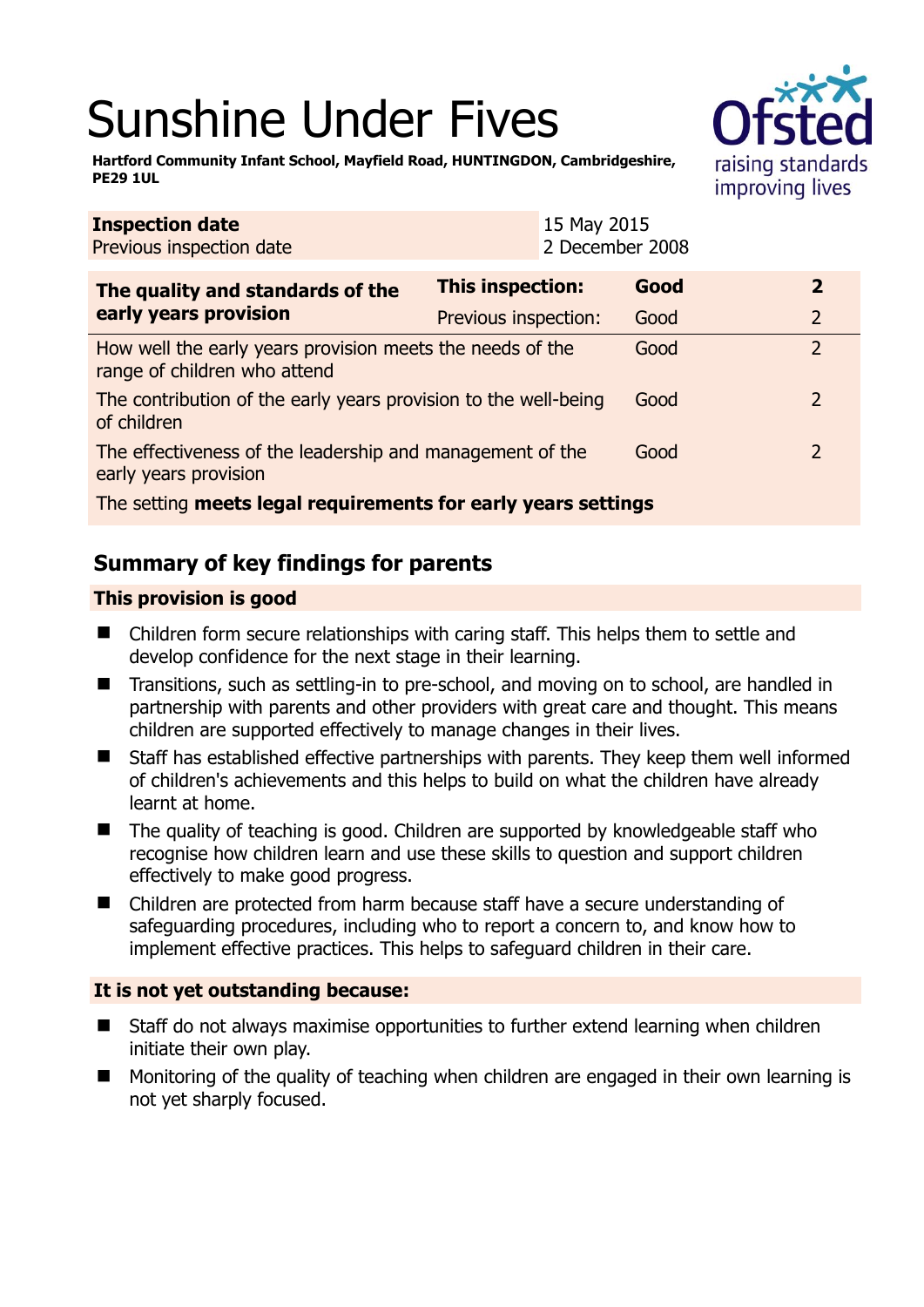# Sunshine Under Fives

**Hartford Community Infant School, Mayfield Road, HUNTINGDON, Cambridgeshire, PE29 1UL**

| **Inspection date** | 15 May 2015 |
|---|---|
| Previous inspection date | 2 December 2008 |

| **The quality and standards of the early years provision** | **This inspection:** | **Good** | **2** |
|---|---|---|---|
| | Previous inspection: | Good | 2 |
| How well the early years provision meets the needs of the range of children who attend | | Good | 2 |
| The contribution of the early years provision to the well-being of children | | Good | 2 |
| The effectiveness of the leadership and management of the early years provision | | Good | 2 |
| The setting **meets legal requirements for early years settings** | | | |

## Summary of key findings for parents

### This provision is good

- Children form secure relationships with caring staff. This helps them to settle and develop confidence for the next stage in their learning.
- Transitions, such as settling-in to pre-school, and moving on to school, are handled in partnership with parents and other providers with great care and thought. This means children are supported effectively to manage changes in their lives.
- Staff has established effective partnerships with parents. They keep them well informed of children's achievements and this helps to build on what the children have already learnt at home.
- The quality of teaching is good. Children are supported by knowledgeable staff who recognise how children learn and use these skills to question and support children effectively to make good progress.
- Children are protected from harm because staff have a secure understanding of safeguarding procedures, including who to report a concern to, and know how to implement effective practices. This helps to safeguard children in their care.

### It is not yet outstanding because:

- Staff do not always maximise opportunities to further extend learning when children initiate their own play.
- Monitoring of the quality of teaching when children are engaged in their own learning is not yet sharply focused.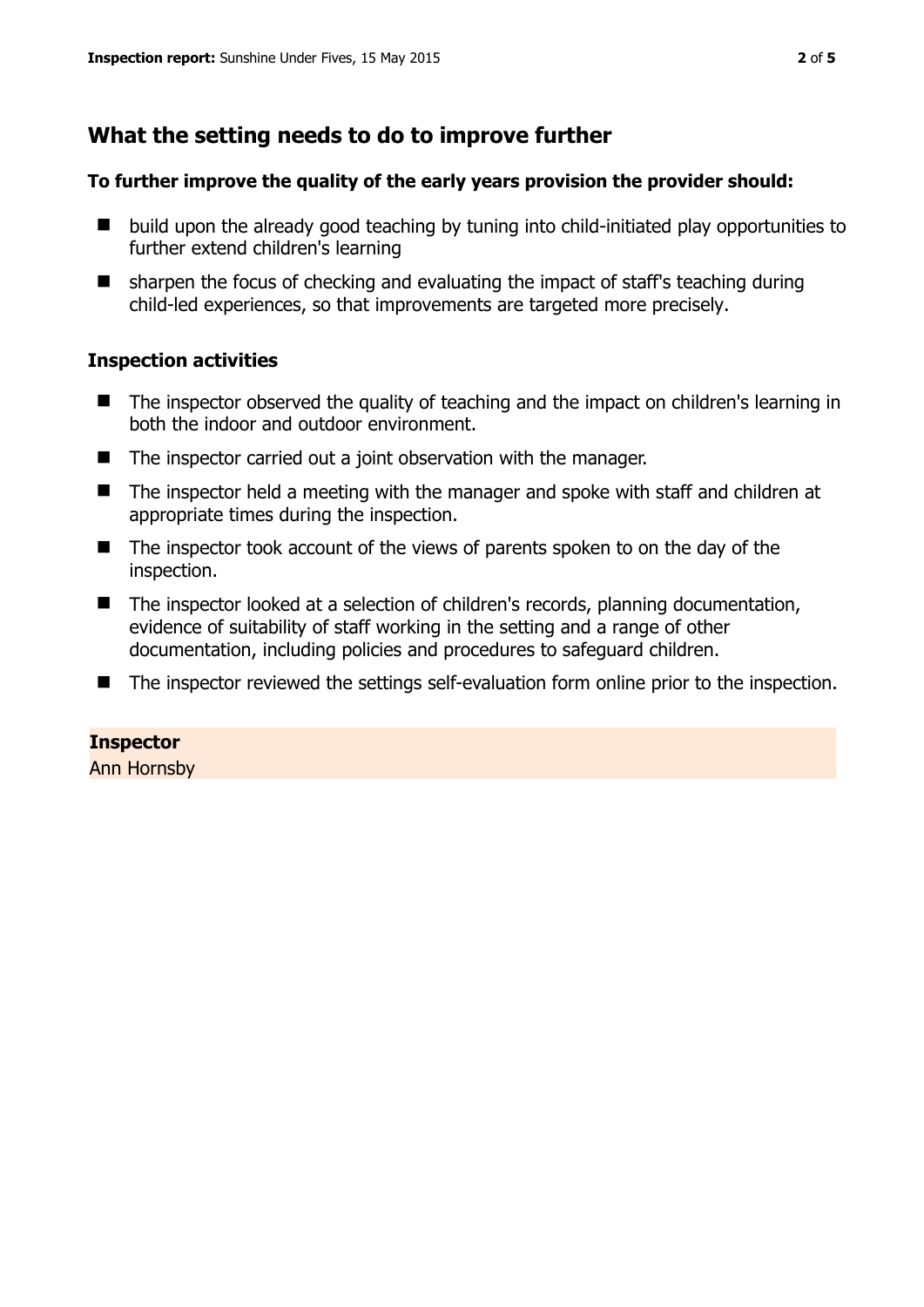## What the setting needs to do to improve further

**To further improve the quality of the early years provision the provider should:**

- build upon the already good teaching by tuning into child-initiated play opportunities to further extend children's learning
- sharpen the focus of checking and evaluating the impact of staff's teaching during child-led experiences, so that improvements are targeted more precisely.

### Inspection activities

- The inspector observed the quality of teaching and the impact on children's learning in both the indoor and outdoor environment.
- The inspector carried out a joint observation with the manager.
- The inspector held a meeting with the manager and spoke with staff and children at appropriate times during the inspection.
- The inspector took account of the views of parents spoken to on the day of the inspection.
- The inspector looked at a selection of children's records, planning documentation, evidence of suitability of staff working in the setting and a range of other documentation, including policies and procedures to safeguard children.
- The inspector reviewed the settings self-evaluation form online prior to the inspection.

**Inspector**
Ann Hornsby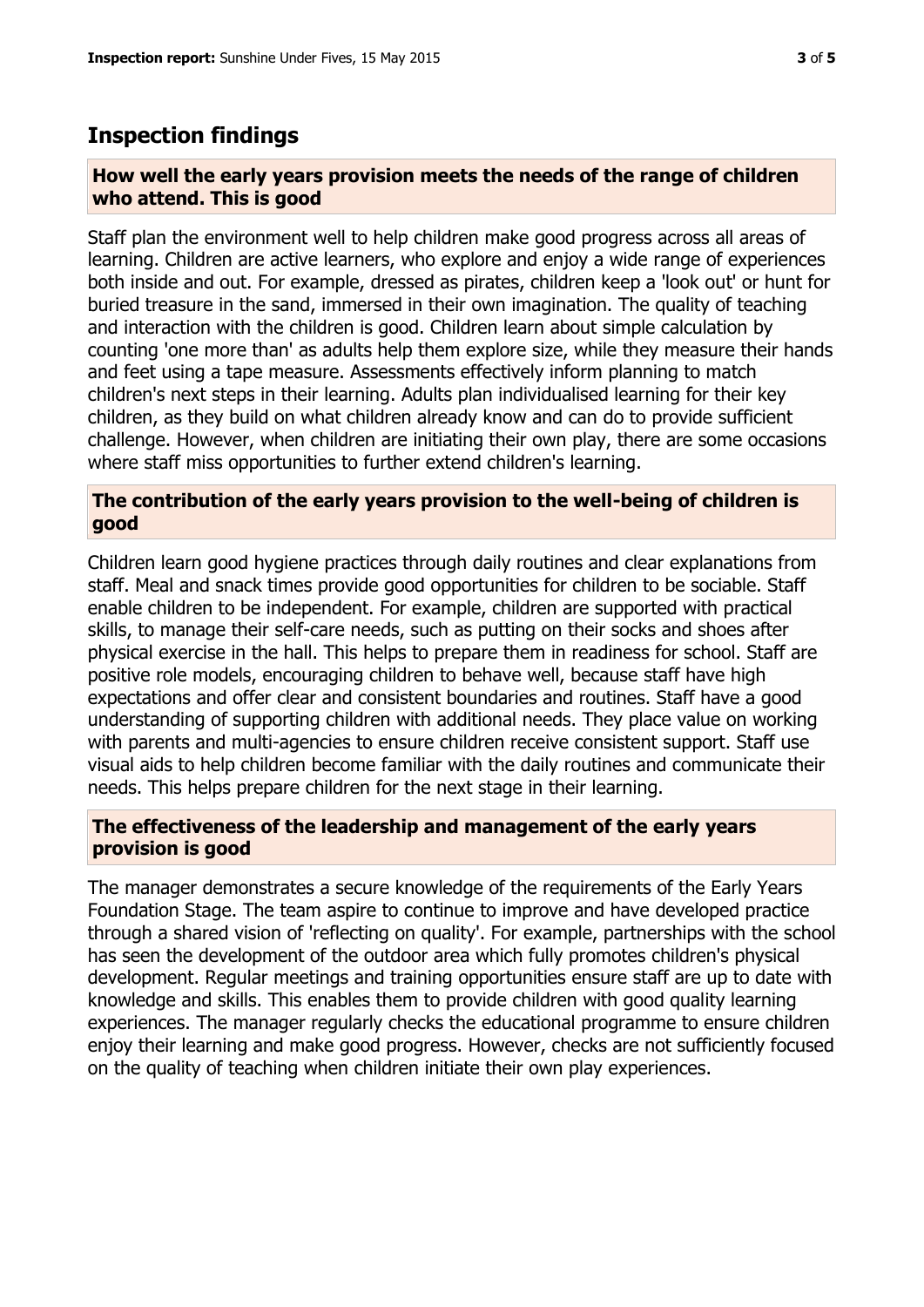## Inspection findings

### How well the early years provision meets the needs of the range of children who attend. This is good

Staff plan the environment well to help children make good progress across all areas of learning. Children are active learners, who explore and enjoy a wide range of experiences both inside and out. For example, dressed as pirates, children keep a 'look out' or hunt for buried treasure in the sand, immersed in their own imagination. The quality of teaching and interaction with the children is good. Children learn about simple calculation by counting 'one more than' as adults help them explore size, while they measure their hands and feet using a tape measure. Assessments effectively inform planning to match children's next steps in their learning. Adults plan individualised learning for their key children, as they build on what children already know and can do to provide sufficient challenge. However, when children are initiating their own play, there are some occasions where staff miss opportunities to further extend children's learning.

### The contribution of the early years provision to the well-being of children is good

Children learn good hygiene practices through daily routines and clear explanations from staff. Meal and snack times provide good opportunities for children to be sociable. Staff enable children to be independent. For example, children are supported with practical skills, to manage their self-care needs, such as putting on their socks and shoes after physical exercise in the hall. This helps to prepare them in readiness for school. Staff are positive role models, encouraging children to behave well, because staff have high expectations and offer clear and consistent boundaries and routines. Staff have a good understanding of supporting children with additional needs. They place value on working with parents and multi-agencies to ensure children receive consistent support. Staff use visual aids to help children become familiar with the daily routines and communicate their needs. This helps prepare children for the next stage in their learning.

### The effectiveness of the leadership and management of the early years provision is good

The manager demonstrates a secure knowledge of the requirements of the Early Years Foundation Stage. The team aspire to continue to improve and have developed practice through a shared vision of 'reflecting on quality'. For example, partnerships with the school has seen the development of the outdoor area which fully promotes children's physical development. Regular meetings and training opportunities ensure staff are up to date with knowledge and skills. This enables them to provide children with good quality learning experiences. The manager regularly checks the educational programme to ensure children enjoy their learning and make good progress. However, checks are not sufficiently focused on the quality of teaching when children initiate their own play experiences.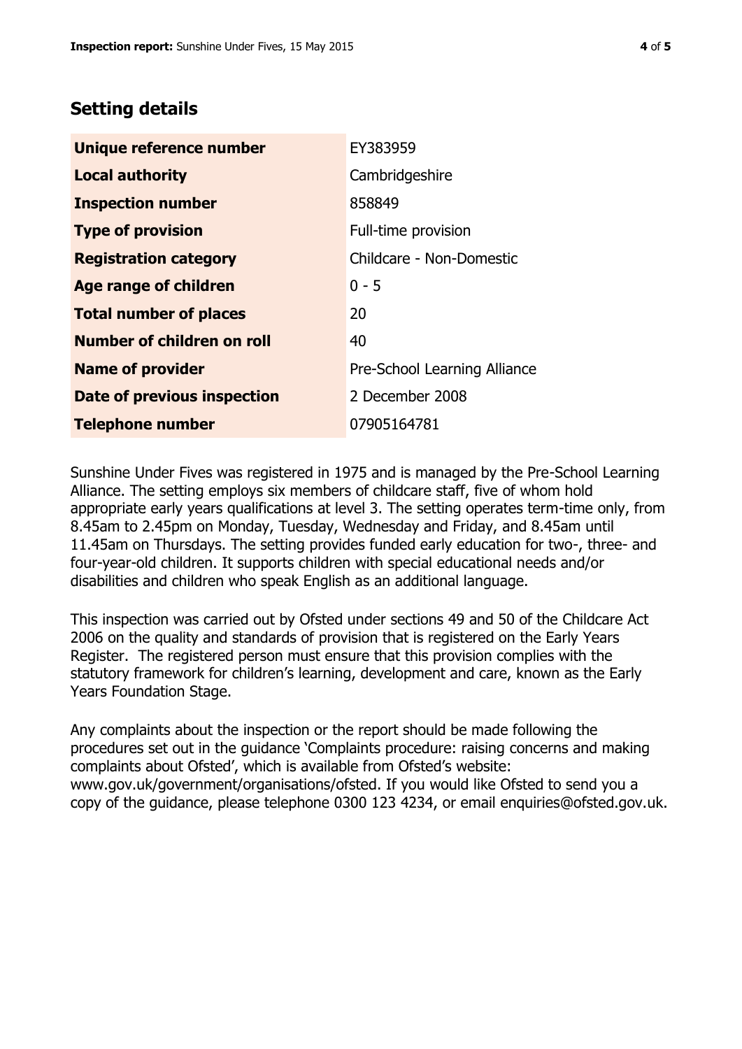## Setting details

| Unique reference number | EY383959 |
|---|---|
| Local authority | Cambridgeshire |
| Inspection number | 858849 |
| Type of provision | Full-time provision |
| Registration category | Childcare - Non-Domestic |
| Age range of children | 0 - 5 |
| Total number of places | 20 |
| Number of children on roll | 40 |
| Name of provider | Pre-School Learning Alliance |
| Date of previous inspection | 2 December 2008 |
| Telephone number | 07905164781 |

Sunshine Under Fives was registered in 1975 and is managed by the Pre-School Learning Alliance. The setting employs six members of childcare staff, five of whom hold appropriate early years qualifications at level 3. The setting operates term-time only, from 8.45am to 2.45pm on Monday, Tuesday, Wednesday and Friday, and 8.45am until 11.45am on Thursdays. The setting provides funded early education for two-, three- and four-year-old children. It supports children with special educational needs and/or disabilities and children who speak English as an additional language.

This inspection was carried out by Ofsted under sections 49 and 50 of the Childcare Act 2006 on the quality and standards of provision that is registered on the Early Years Register. The registered person must ensure that this provision complies with the statutory framework for children's learning, development and care, known as the Early Years Foundation Stage.

Any complaints about the inspection or the report should be made following the procedures set out in the guidance 'Complaints procedure: raising concerns and making complaints about Ofsted', which is available from Ofsted's website: www.gov.uk/government/organisations/ofsted. If you would like Ofsted to send you a copy of the guidance, please telephone 0300 123 4234, or email enquiries@ofsted.gov.uk.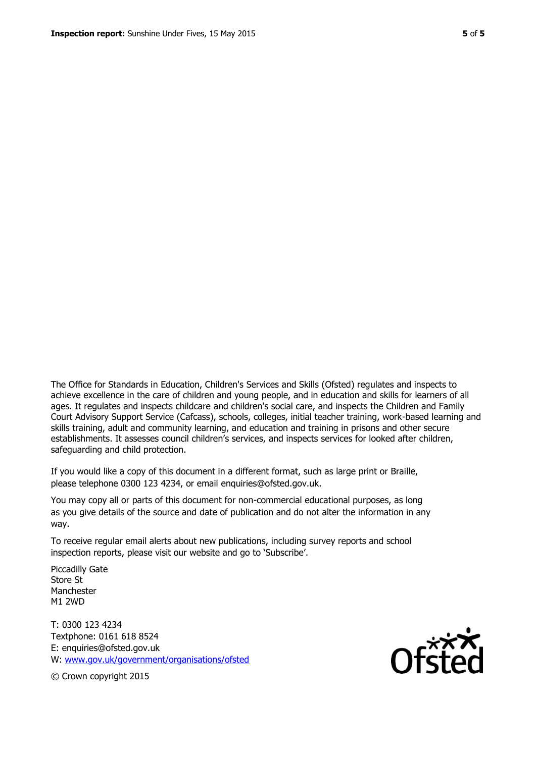The Office for Standards in Education, Children's Services and Skills (Ofsted) regulates and inspects to achieve excellence in the care of children and young people, and in education and skills for learners of all ages. It regulates and inspects childcare and children's social care, and inspects the Children and Family Court Advisory Support Service (Cafcass), schools, colleges, initial teacher training, work-based learning and skills training, adult and community learning, and education and training in prisons and other secure establishments. It assesses council children's services, and inspects services for looked after children, safeguarding and child protection.

If you would like a copy of this document in a different format, such as large print or Braille, please telephone 0300 123 4234, or email enquiries@ofsted.gov.uk.

You may copy all or parts of this document for non-commercial educational purposes, as long as you give details of the source and date of publication and do not alter the information in any way.

To receive regular email alerts about new publications, including survey reports and school inspection reports, please visit our website and go to 'Subscribe'.

Piccadilly Gate
Store St
Manchester
M1 2WD

T: 0300 123 4234
Textphone: 0161 618 8524
E: enquiries@ofsted.gov.uk
W: [www.gov.uk/government/organisations/ofsted](http://www.gov.uk/government/organisations/ofsted)

© Crown copyright 2015